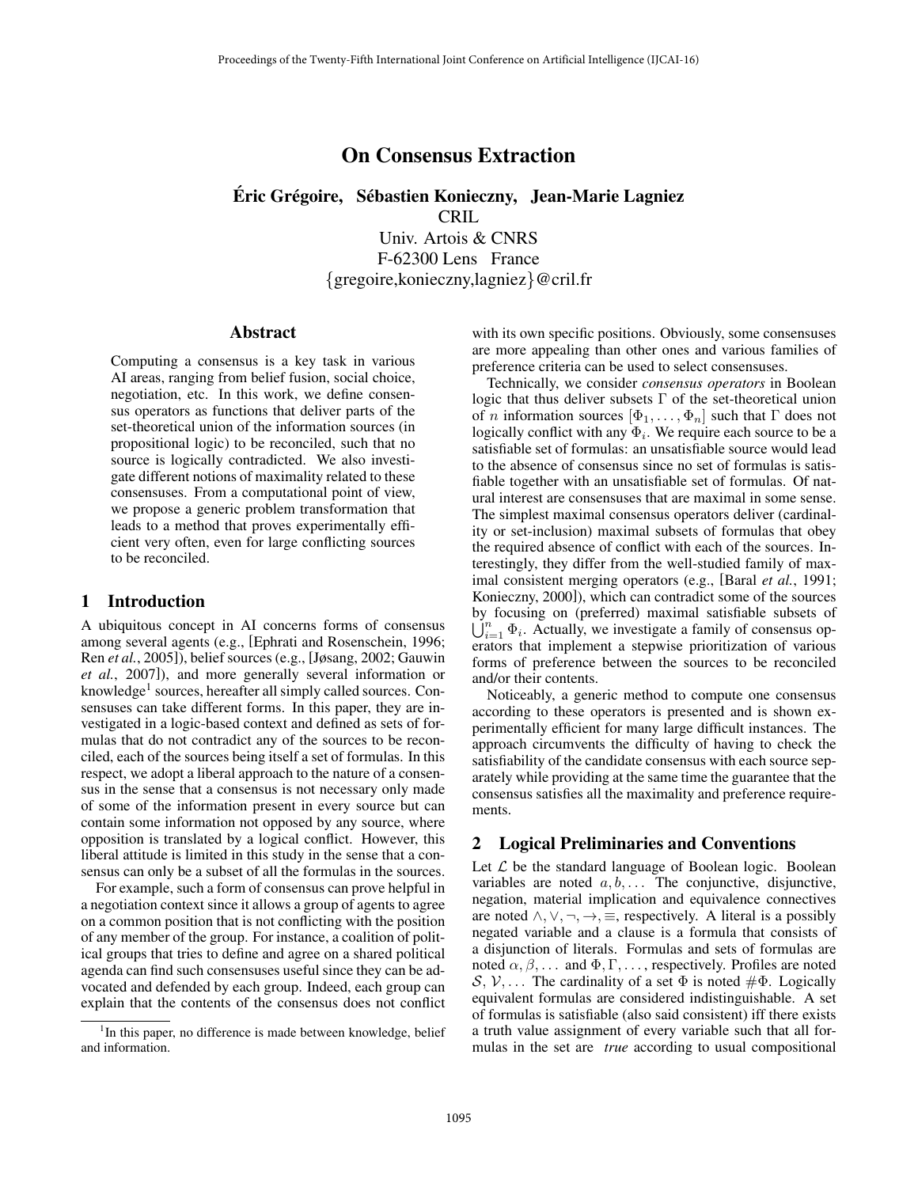# On Consensus Extraction

**Éric Grégoire, Sébastien Konieczny, Jean-Marie Lagniez**
CRIL
Univ. Artois & CNRS
F-62300 Lens France
{gregoire,konieczny,lagniez}@cril.fr

## Abstract

Computing a consensus is a key task in various AI areas, ranging from belief fusion, social choice, negotiation, etc. In this work, we define consensus operators as functions that deliver parts of the set-theoretical union of the information sources (in propositional logic) to be reconciled, such that no source is logically contradicted. We also investigate different notions of maximality related to these consensuses. From a computational point of view, we propose a generic problem transformation that leads to a method that proves experimentally efficient very often, even for large conflicting sources to be reconciled.

## 1 Introduction

A ubiquitous concept in AI concerns forms of consensus among several agents (e.g., [Ephrati and Rosenschein, 1996; Ren *et al.*, 2005]), belief sources (e.g., [Jøsang, 2002; Gauwin *et al.*, 2007]), and more generally several information or knowledge[1] sources, hereafter all simply called sources. Consensuses can take different forms. In this paper, they are investigated in a logic-based context and defined as sets of formulas that do not contradict any of the sources to be reconciled, each of the sources being itself a set of formulas. In this respect, we adopt a liberal approach to the nature of a consensus in the sense that a consensus is not necessary only made of some of the information present in every source but can contain some information not opposed by any source, where opposition is translated by a logical conflict. However, this liberal attitude is limited in this study in the sense that a consensus can only be a subset of all the formulas in the sources.

For example, such a form of consensus can prove helpful in a negotiation context since it allows a group of agents to agree on a common position that is not conflicting with the position of any member of the group. For instance, a coalition of political groups that tries to define and agree on a shared political agenda can find such consensuses useful since they can be advocated and defended by each group. Indeed, each group can explain that the contents of the consensus does not conflict with its own specific positions. Obviously, some consensuses are more appealing than other ones and various families of preference criteria can be used to select consensuses.

Technically, we consider *consensus operators* in Boolean logic that thus deliver subsets $\Gamma$ of the set-theoretical union of $n$ information sources $[\Phi_1, \dots, \Phi_n]$ such that $\Gamma$ does not logically conflict with any $\Phi_i$. We require each source to be a satisfiable set of formulas: an unsatisfiable source would lead to the absence of consensus since no set of formulas is satisfiable together with an unsatisfiable set of formulas. Of natural interest are consensuses that are maximal in some sense. The simplest maximal consensus operators deliver (cardinality or set-inclusion) maximal subsets of formulas that obey the required absence of conflict with each of the sources. Interestingly, they differ from the well-studied family of maximal consistent merging operators (e.g., [Baral *et al.*, 1991; Konieczny, 2000]), which can contradict some of the sources by focusing on (preferred) maximal satisfiable subsets of $\bigcup_{i=1}^{n} \Phi_i$. Actually, we investigate a family of consensus operators that implement a stepwise prioritization of various forms of preference between the sources to be reconciled and/or their contents.

Noticeably, a generic method to compute one consensus according to these operators is presented and is shown experimentally efficient for many large difficult instances. The approach circumvents the difficulty of having to check the satisfiability of the candidate consensus with each source separately while providing at the same time the guarantee that the consensus satisfies all the maximality and preference requirements.

## 2 Logical Preliminaries and Conventions

Let $\mathcal{L}$ be the standard language of Boolean logic. Boolean variables are noted $a, b, \dots$ The conjunctive, disjunctive, negation, material implication and equivalence connectives are noted $\wedge, \vee, \neg, \rightarrow, \equiv$, respectively. A literal is a possibly negated variable and a clause is a formula that consists of a disjunction of literals. Formulas and sets of formulas are noted $\alpha, \beta, \dots$ and $\Phi, \Gamma, \dots$, respectively. Profiles are noted $\mathcal{S}, \mathcal{V}, \dots$ The cardinality of a set $\Phi$ is noted $\#\Phi$. Logically equivalent formulas are considered indistinguishable. A set of formulas is satisfiable (also said consistent) iff there exists a truth value assignment of every variable such that all formulas in the set are *true* according to usual compositional

[1] In this paper, no difference is made between knowledge, belief and information.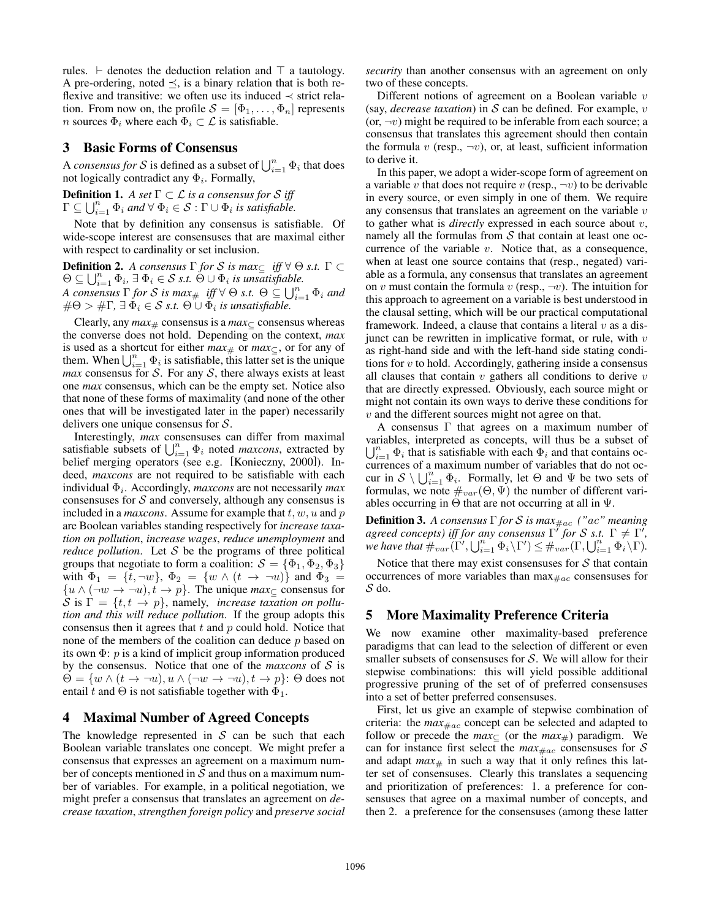rules. $\vdash$ denotes the deduction relation and $\top$ a tautology. A pre-ordering, noted $\preceq$, is a binary relation that is both reflexive and transitive: we often use its induced $\prec$ strict relation. From now on, the profile $\mathcal{S} = [\Phi_1, \ldots, \Phi_n]$ represents $n$ sources $\Phi_i$ where each $\Phi_i \subset \mathcal{L}$ is satisfiable.

## 3 Basic Forms of Consensus

A *consensus for* $\mathcal{S}$ is defined as a subset of $\bigcup_{i=1}^{n} \Phi_i$ that does not logically contradict any $\Phi_i$. Formally,

**Definition 1.** *A set* $\Gamma \subset \mathcal{L}$ *is a consensus for* $\mathcal{S}$ *iff* $\Gamma \subseteq \bigcup_{i=1}^{n} \Phi_i$ *and* $\forall\, \Phi_i \in \mathcal{S} : \Gamma \cup \Phi_i$ *is satisfiable.*

Note that by definition any consensus is satisfiable. Of wide-scope interest are consensuses that are maximal either with respect to cardinality or set inclusion.

**Definition 2.** *A consensus* $\Gamma$ *for* $\mathcal{S}$ *is* $max_{\subseteq}$ *iff* $\forall\, \Theta$ *s.t.* $\Gamma \subset \Theta \subseteq \bigcup_{i=1}^{n} \Phi_i$, $\exists\, \Phi_i \in \mathcal{S}$ *s.t.* $\Theta \cup \Phi_i$ *is unsatisfiable.*
*A consensus* $\Gamma$ *for* $\mathcal{S}$ *is* $max_{\#}$ *iff* $\forall\, \Theta$ *s.t.* $\Theta \subseteq \bigcup_{i=1}^{n} \Phi_i$ *and* $\#\Theta > \#\Gamma$, $\exists\, \Phi_i \in \mathcal{S}$ *s.t.* $\Theta \cup \Phi_i$ *is unsatisfiable.*

Clearly, any $max_{\#}$ consensus is a $max_{\subseteq}$ consensus whereas the converse does not hold. Depending on the context, *max* is used as a shortcut for either $max_{\#}$ or $max_{\subseteq}$, or for any of them. When $\bigcup_{i=1}^{n} \Phi_i$ is satisfiable, this latter set is the unique *max* consensus for $\mathcal{S}$. For any $\mathcal{S}$, there always exists at least one *max* consensus, which can be the empty set. Notice also that none of these forms of maximality (and none of the other ones that will be investigated later in the paper) necessarily delivers one unique consensus for $\mathcal{S}$.

Interestingly, *max* consensuses can differ from maximal satisfiable subsets of $\bigcup_{i=1}^{n} \Phi_i$ noted *maxcons*, extracted by belief merging operators (see e.g. [Konieczny, 2000]). Indeed, *maxcons* are not required to be satisfiable with each individual $\Phi_i$. Accordingly, *maxcons* are not necessarily *max* consensuses for $\mathcal{S}$ and conversely, although any consensus is included in a *maxcons*. Assume for example that $t, w, u$ and $p$ are Boolean variables standing respectively for *increase taxation on pollution*, *increase wages*, *reduce unemployment* and *reduce pollution*. Let $\mathcal{S}$ be the programs of three political groups that negotiate to form a coalition: $\mathcal{S} = \{\Phi_1, \Phi_2, \Phi_3\}$ with $\Phi_1 = \{t, \neg w\}$, $\Phi_2 = \{w \wedge (t \to \neg u)\}$ and $\Phi_3 = \{u \wedge (\neg w \to \neg u), t \to p\}$. The unique $max_{\subseteq}$ consensus for $\mathcal{S}$ is $\Gamma = \{t, t \to p\}$, namely, *increase taxation on pollution and this will reduce pollution*. If the group adopts this consensus then it agrees that $t$ and $p$ could hold. Notice that none of the members of the coalition can deduce $p$ based on its own $\Phi$: $p$ is a kind of implicit group information produced by the consensus. Notice that one of the *maxcons* of $\mathcal{S}$ is $\Theta = \{w \wedge (t \to \neg u), u \wedge (\neg w \to \neg u), t \to p\}$: $\Theta$ does not entail $t$ and $\Theta$ is not satisfiable together with $\Phi_1$.

## 4 Maximal Number of Agreed Concepts

The knowledge represented in $\mathcal{S}$ can be such that each Boolean variable translates one concept. We might prefer a consensus that expresses an agreement on a maximum number of concepts mentioned in $\mathcal{S}$ and thus on a maximum number of variables. For example, in a political negotiation, we might prefer a consensus that translates an agreement on *decrease taxation*, *strengthen foreign policy* and *preserve social security* than another consensus with an agreement on only two of these concepts.

Different notions of agreement on a Boolean variable $v$ (say, *decrease taxation*) in $\mathcal{S}$ can be defined. For example, $v$ (or, $\neg v$) might be required to be inferable from each source; a consensus that translates this agreement should then contain the formula $v$ (resp., $\neg v$), or, at least, sufficient information to derive it.

In this paper, we adopt a wider-scope form of agreement on a variable $v$ that does not require $v$ (resp., $\neg v$) to be derivable in every source, or even simply in one of them. We require any consensus that translates an agreement on the variable $v$ to gather what is *directly* expressed in each source about $v$, namely all the formulas from $\mathcal{S}$ that contain at least one occurrence of the variable $v$. Notice that, as a consequence, when at least one source contains that (resp., negated) variable as a formula, any consensus that translates an agreement on $v$ must contain the formula $v$ (resp., $\neg v$). The intuition for this approach to agreement on a variable is best understood in the clausal setting, which will be our practical computational framework. Indeed, a clause that contains a literal $v$ as a disjunct can be rewritten in implicative format, or rule, with $v$ as right-hand side and with the left-hand side stating conditions for $v$ to hold. Accordingly, gathering inside a consensus all clauses that contain $v$ gathers all conditions to derive $v$ that are directly expressed. Obviously, each source might or might not contain its own ways to derive these conditions for $v$ and the different sources might not agree on that.

A consensus $\Gamma$ that agrees on a maximum number of variables, interpreted as concepts, will thus be a subset of $\bigcup_{i=1}^{n} \Phi_i$ that is satisfiable with each $\Phi_i$ and that contains occurrences of a maximum number of variables that do not occur in $\mathcal{S} \setminus \bigcup_{i=1}^{n} \Phi_i$. Formally, let $\Theta$ and $\Psi$ be two sets of formulas, we note $\#_{var}(\Theta, \Psi)$ the number of different variables occurring in $\Theta$ that are not occurring at all in $\Psi$.

**Definition 3.** *A consensus* $\Gamma$ *for* $\mathcal{S}$ *is* $max_{\#ac}$ *("ac" meaning agreed concepts) iff for any consensus* $\Gamma'$ *for* $\mathcal{S}$ *s.t.* $\Gamma \neq \Gamma'$, *we have that* $\#_{var}(\Gamma', \bigcup_{i=1}^{n} \Phi_i \setminus \Gamma') \leq \#_{var}(\Gamma, \bigcup_{i=1}^{n} \Phi_i \setminus \Gamma)$.

Notice that there may exist consensuses for $\mathcal{S}$ that contain occurrences of more variables than $\max_{\#ac}$ consensuses for $\mathcal{S}$ do.

## 5 More Maximality Preference Criteria

We now examine other maximality-based preference paradigms that can lead to the selection of different or even smaller subsets of consensuses for $\mathcal{S}$. We will allow for their stepwise combinations: this will yield possible additional progressive pruning of the set of of preferred consensuses into a set of better preferred consensuses.

First, let us give an example of stepwise combination of criteria: the $max_{\#ac}$ concept can be selected and adapted to follow or precede the $max_{\subseteq}$ (or the $max_{\#}$) paradigm. We can for instance first select the $max_{\#ac}$ consensuses for $\mathcal{S}$ and adapt $max_{\#}$ in such a way that it only refines this latter set of consensuses. Clearly this translates a sequencing and prioritization of preferences: 1. a preference for consensuses that agree on a maximal number of concepts, and then 2. a preference for the consensuses (among these latter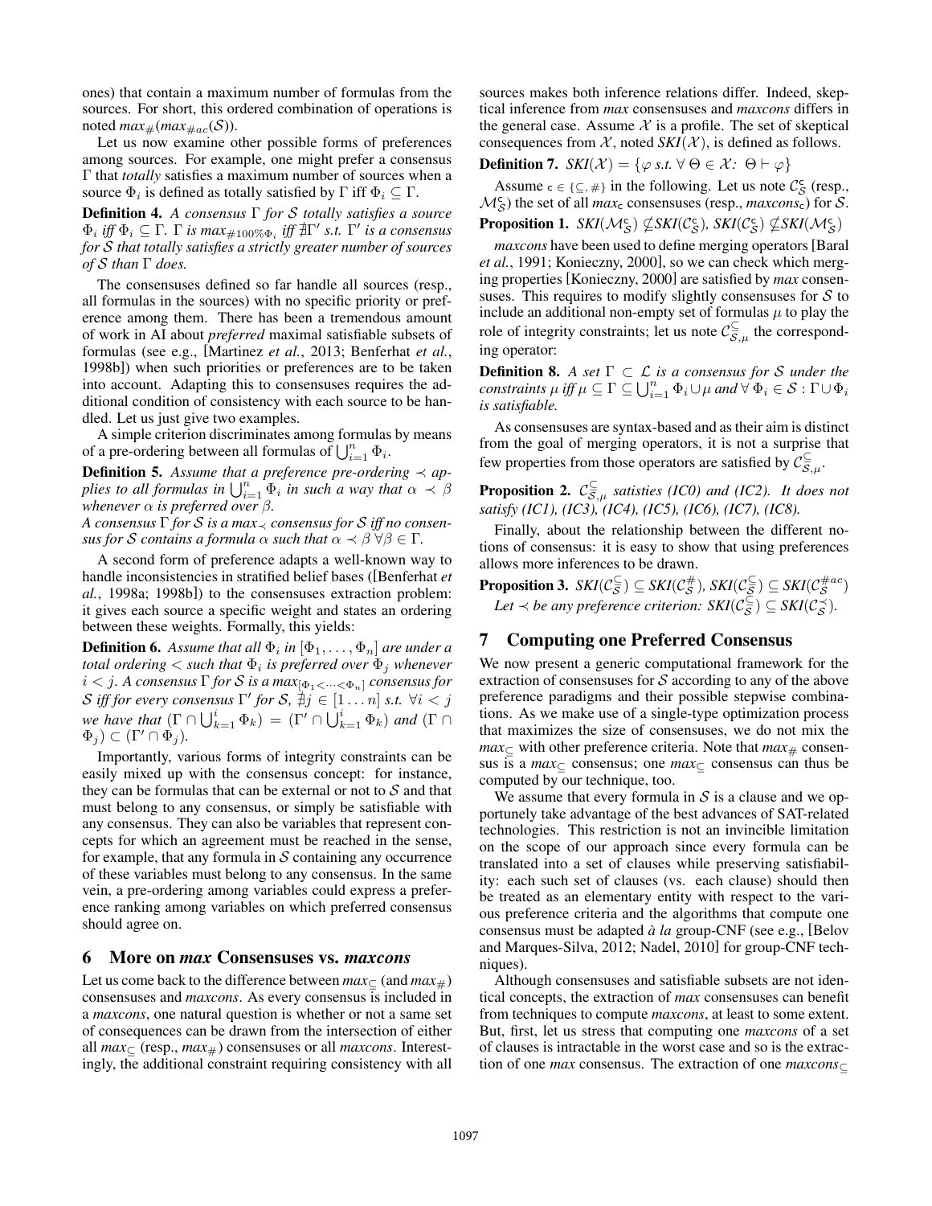ones) that contain a maximum number of formulas from the sources. For short, this ordered combination of operations is noted $max_{\#}(max_{\#ac}(\mathcal{S}))$.

Let us now examine other possible forms of preferences among sources. For example, one might prefer a consensus $\Gamma$ that *totally* satisfies a maximum number of sources when a source $\Phi_i$ is defined as totally satisfied by $\Gamma$ iff $\Phi_i \subseteq \Gamma$.

**Definition 4.** *A consensus $\Gamma$ for $\mathcal{S}$ totally satisfies a source $\Phi_i$ iff $\Phi_i \subseteq \Gamma$. $\Gamma$ is $max_{\#100\%\Phi_i}$ iff $\nexists \Gamma'$ s.t. $\Gamma'$ is a consensus for $\mathcal{S}$ that totally satisfies a strictly greater number of sources of $\mathcal{S}$ than $\Gamma$ does.*

The consensuses defined so far handle all sources (resp., all formulas in the sources) with no specific priority or preference among them. There has been a tremendous amount of work in AI about *preferred* maximal satisfiable subsets of formulas (see e.g., [Martinez *et al.*, 2013; Benferhat *et al.*, 1998b]) when such priorities or preferences are to be taken into account. Adapting this to consensuses requires the additional condition of consistency with each source to be handled. Let us just give two examples.

A simple criterion discriminates among formulas by means of a pre-ordering between all formulas of $\bigcup_{i=1}^{n} \Phi_i$.

**Definition 5.** *Assume that a preference pre-ordering $\prec$ applies to all formulas in $\bigcup_{i=1}^{n} \Phi_i$ in such a way that $\alpha \prec \beta$ whenever $\alpha$ is preferred over $\beta$.*
*A consensus $\Gamma$ for $\mathcal{S}$ is a $max_{\prec}$ consensus for $\mathcal{S}$ iff no consensus for $\mathcal{S}$ contains a formula $\alpha$ such that $\alpha \prec \beta\ \forall \beta \in \Gamma$.*

A second form of preference adapts a well-known way to handle inconsistencies in stratified belief bases ([Benferhat *et al.*, 1998a; 1998b]) to the consensuses extraction problem: it gives each source a specific weight and states an ordering between these weights. Formally, this yields:

**Definition 6.** *Assume that all $\Phi_i$ in $[\Phi_1, \ldots, \Phi_n]$ are under a total ordering $<$ such that $\Phi_i$ is preferred over $\Phi_j$ whenever $i < j$. A consensus $\Gamma$ for $\mathcal{S}$ is a $max_{[\Phi_1 < \cdots < \Phi_n]}$ consensus for $\mathcal{S}$ iff for every consensus $\Gamma'$ for $\mathcal{S}$, $\nexists j \in [1 \ldots n]$ s.t. $\forall i < j$ we have that $(\Gamma \cap \bigcup_{k=1}^{i} \Phi_k) = (\Gamma' \cap \bigcup_{k=1}^{i} \Phi_k)$ and $(\Gamma \cap \Phi_j) \subset (\Gamma' \cap \Phi_j)$.*

Importantly, various forms of integrity constraints can be easily mixed up with the consensus concept: for instance, they can be formulas that can be external or not to $\mathcal{S}$ and that must belong to any consensus, or simply be satisfiable with any consensus. They can also be variables that represent concepts for which an agreement must be reached in the sense, for example, that any formula in $\mathcal{S}$ containing any occurrence of these variables must belong to any consensus. In the same vein, a pre-ordering among variables could express a preference ranking among variables on which preferred consensus should agree on.

## 6 More on *max* Consensuses vs. *maxcons*

Let us come back to the difference between $max_{\subseteq}$ (and $max_{\#}$) consensuses and *maxcons*. As every consensus is included in a *maxcons*, one natural question is whether or not a same set of consequences can be drawn from the intersection of either all $max_{\subseteq}$ (resp., $max_{\#}$) consensuses or all *maxcons*. Interestingly, the additional constraint requiring consistency with all sources makes both inference relations differ. Indeed, skeptical inference from *max* consensuses and *maxcons* differs in the general case. Assume $\mathcal{X}$ is a profile. The set of skeptical consequences from $\mathcal{X}$, noted $SKI(\mathcal{X})$, is defined as follows.

**Definition 7.** $SKI(\mathcal{X}) = \{\varphi$ *s.t.* $\forall\, \Theta \in \mathcal{X}$*:* $\Theta \vdash \varphi\}$

Assume $\mathsf{c} \in \{\subseteq, \#\}$ in the following. Let us note $\mathcal{C}_{\mathcal{S}}^{\mathsf{c}}$ (resp., $\mathcal{M}_{\mathcal{S}}^{\mathsf{c}}$) the set of all $max_{\mathsf{c}}$ consensuses (resp., $maxcons_{\mathsf{c}}$) for $\mathcal{S}$.

**Proposition 1.** $SKI(\mathcal{M}_{\mathcal{S}}^{\mathsf{c}}) \nsubseteq SKI(\mathcal{C}_{\mathcal{S}}^{\mathsf{c}})$, $SKI(\mathcal{C}_{\mathcal{S}}^{\mathsf{c}}) \nsubseteq SKI(\mathcal{M}_{\mathcal{S}}^{\mathsf{c}})$

*maxcons* have been used to define merging operators [Baral *et al.*, 1991; Konieczny, 2000], so we can check which merging properties [Konieczny, 2000] are satisfied by *max* consensuses. This requires to modify slightly consensuses for $\mathcal{S}$ to include an additional non-empty set of formulas $\mu$ to play the role of integrity constraints; let us note $\mathcal{C}_{\mathcal{S},\mu}^{\subseteq}$ the corresponding operator:

**Definition 8.** *A set $\Gamma \subset \mathcal{L}$ is a consensus for $\mathcal{S}$ under the constraints $\mu$ iff $\mu \subseteq \Gamma \subseteq \bigcup_{i=1}^{n} \Phi_i \cup \mu$ and $\forall\, \Phi_i \in \mathcal{S} : \Gamma \cup \Phi_i$ is satisfiable.*

As consensuses are syntax-based and as their aim is distinct from the goal of merging operators, it is not a surprise that few properties from those operators are satisfied by $\mathcal{C}_{\mathcal{S},\mu}^{\subseteq}$.

**Proposition 2.** *$\mathcal{C}_{\mathcal{S},\mu}^{\subseteq}$ satisties (IC0) and (IC2). It does not satisfy (IC1), (IC3), (IC4), (IC5), (IC6), (IC7), (IC8).*

Finally, about the relationship between the different notions of consensus: it is easy to show that using preferences allows more inferences to be drawn.

**Proposition 3.** $SKI(\mathcal{C}_{\mathcal{S}}^{\subseteq}) \subseteq SKI(\mathcal{C}_{\mathcal{S}}^{\#})$, $SKI(\mathcal{C}_{\mathcal{S}}^{\subseteq}) \subseteq SKI(\mathcal{C}_{\mathcal{S}}^{\#ac})$
*Let $\prec$ be any preference criterion: $SKI(\mathcal{C}_{\mathcal{S}}^{\subseteq}) \subseteq SKI(\mathcal{C}_{\mathcal{S}}^{\prec})$.*

## 7 Computing one Preferred Consensus

We now present a generic computational framework for the extraction of consensuses for $\mathcal{S}$ according to any of the above preference paradigms and their possible stepwise combinations. As we make use of a single-type optimization process that maximizes the size of consensuses, we do not mix the $max_{\subseteq}$ with other preference criteria. Note that $max_{\#}$ consensus is a $max_{\subseteq}$ consensus; one $max_{\subseteq}$ consensus can thus be computed by our technique, too.

We assume that every formula in $\mathcal{S}$ is a clause and we opportunely take advantage of the best advances of SAT-related technologies. This restriction is not an invincible limitation on the scope of our approach since every formula can be translated into a set of clauses while preserving satisfiability: each such set of clauses (vs. each clause) should then be treated as an elementary entity with respect to the various preference criteria and the algorithms that compute one consensus must be adapted *à la* group-CNF (see e.g., [Belov and Marques-Silva, 2012; Nadel, 2010] for group-CNF techniques).

Although consensuses and satisfiable subsets are not identical concepts, the extraction of *max* consensuses can benefit from techniques to compute *maxcons*, at least to some extent. But, first, let us stress that computing one *maxcons* of a set of clauses is intractable in the worst case and so is the extraction of one *max* consensus. The extraction of one $maxcons_{\subseteq}$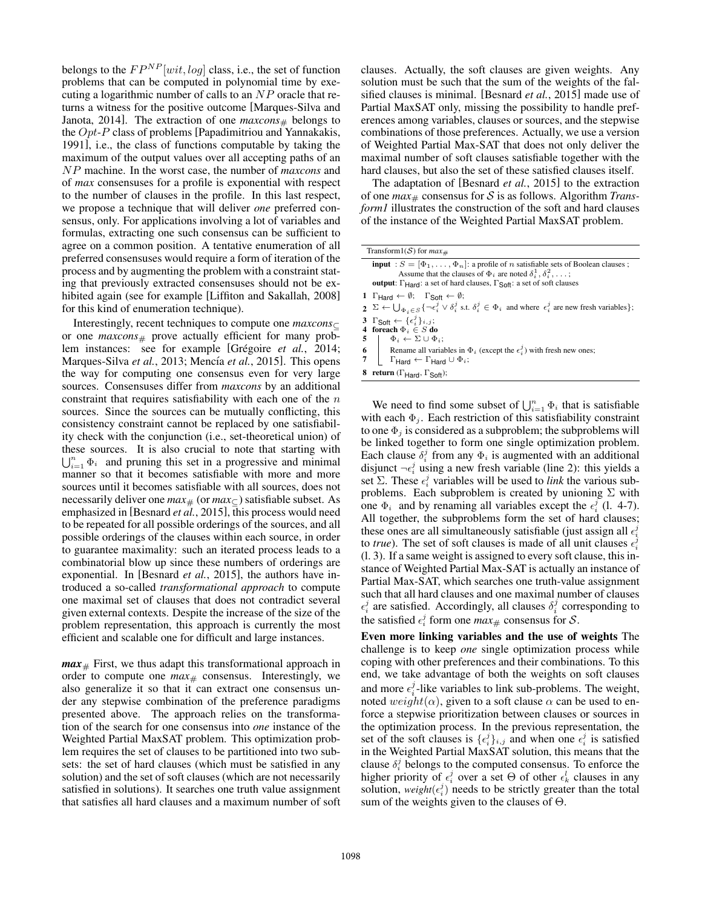belongs to the $FP^{NP}[wit, log]$ class, i.e., the set of function problems that can be computed in polynomial time by executing a logarithmic number of calls to an $NP$ oracle that returns a witness for the positive outcome [Marques-Silva and Janota, 2014]. The extraction of one *maxcons*$_{\#}$ belongs to the $Opt$-$P$ class of problems [Papadimitriou and Yannakakis, 1991], i.e., the class of functions computable by taking the maximum of the output values over all accepting paths of an $NP$ machine. In the worst case, the number of *maxcons* and of *max* consensuses for a profile is exponential with respect to the number of clauses in the profile. In this last respect, we propose a technique that will deliver *one* preferred consensus, only. For applications involving a lot of variables and formulas, extracting one such consensus can be sufficient to agree on a common position. A tentative enumeration of all preferred consensuses would require a form of iteration of the process and by augmenting the problem with a constraint stating that previously extracted consensuses should not be exhibited again (see for example [Liffiton and Sakallah, 2008] for this kind of enumeration technique).

Interestingly, recent techniques to compute one *maxcons*$_{\subseteq}$ or one *maxcons*$_{\#}$ prove actually efficient for many problem instances: see for example [Grégoire *et al.*, 2014; Marques-Silva *et al.*, 2013; Mencía *et al.*, 2015]. This opens the way for computing one consensus even for very large sources. Consensuses differ from *maxcons* by an additional constraint that requires satisfiability with each one of the $n$ sources. Since the sources can be mutually conflicting, this consistency constraint cannot be replaced by one satisfiability check with the conjunction (i.e., set-theoretical union) of these sources. It is also crucial to note that starting with $\bigcup_{i=1}^{n} \Phi_i$ and pruning this set in a progressive and minimal manner so that it becomes satisfiable with more and more sources until it becomes satisfiable with all sources, does not necessarily deliver one *max*$_{\#}$ (or *max*$_{\subseteq}$) satisfiable subset. As emphasized in [Besnard *et al.*, 2015], this process would need to be repeated for all possible orderings of the sources, and all possible orderings of the clauses within each source, in order to guarantee maximality: such an iterated process leads to a combinatorial blow up since these numbers of orderings are exponential. In [Besnard *et al.*, 2015], the authors have introduced a so-called *transformational approach* to compute one maximal set of clauses that does not contradict several given external contexts. Despite the increase of the size of the problem representation, this approach is currently the most efficient and scalable one for difficult and large instances.

***max***$_{\#}$ First, we thus adapt this transformational approach in order to compute one *max*$_{\#}$ consensus. Interestingly, we also generalize it so that it can extract one consensus under any stepwise combination of the preference paradigms presented above. The approach relies on the transformation of the search for one consensus into *one* instance of the Weighted Partial MaxSAT problem. This optimization problem requires the set of clauses to be partitioned into two subsets: the set of hard clauses (which must be satisfied in any solution) and the set of soft clauses (which are not necessarily satisfied in solutions). It searches one truth value assignment that satisfies all hard clauses and a maximum number of soft clauses. Actually, the soft clauses are given weights. Any solution must be such that the sum of the weights of the falsified clauses is minimal. [Besnard *et al.*, 2015] made use of Partial MaxSAT only, missing the possibility to handle preferences among variables, clauses or sources, and the stepwise combinations of those preferences. Actually, we use a version of Weighted Partial Max-SAT that does not only deliver the maximal number of soft clauses satisfiable together with the hard clauses, but also the set of these satisfied clauses itself.

The adaptation of [Besnard *et al.*, 2015] to the extraction of one *max*$_{\#}$ consensus for $\mathcal{S}$ is as follows. Algorithm *Transform1* illustrates the construction of the soft and hard clauses of the instance of the Weighted Partial MaxSAT problem.

```
Transform1(S) for max_#

input : S = [Φ_1, ..., Φ_n]: a profile of n satisfiable sets of Boolean clauses ;
        Assume that the clauses of Φ_i are noted δ_i^1, δ_i^2, ... ;
output: Γ_Hard: a set of hard clauses, Γ_Soft: a set of soft clauses

1  Γ_Hard ← ∅;  Γ_Soft ← ∅;
2  Σ ← ⋃_{Φ_i ∈ S} {¬ε_i^j ∨ δ_i^j s.t. δ_i^j ∈ Φ_i and where ε_i^j are new fresh variables};
3  Γ_Soft ← {ε_i^j}_{i,j};
4  foreach Φ_i ∈ S do
5  |   Φ_i ← Σ ∪ Φ_i;
6  |   Rename all variables in Φ_i (except the ε_i^j) with fresh new ones;
7  |   Γ_Hard ← Γ_Hard ∪ Φ_i;
8  return (Γ_Hard, Γ_Soft);
```

We need to find some subset of $\bigcup_{i=1}^{n} \Phi_i$ that is satisfiable with each $\Phi_j$. Each restriction of this satisfiability constraint to one $\Phi_j$ is considered as a subproblem; the subproblems will be linked together to form one single optimization problem. Each clause $\delta_i^j$ from any $\Phi_i$ is augmented with an additional disjunct $\neg\epsilon_i^j$ using a new fresh variable (line 2): this yields a set $\Sigma$. These $\epsilon_i^j$ variables will be used to *link* the various subproblems. Each subproblem is created by unioning $\Sigma$ with one $\Phi_i$ and by renaming all variables except the $\epsilon_i^j$ (l. 4-7). All together, the subproblems form the set of hard clauses; these ones are all simultaneously satisfiable (just assign all $\epsilon_i^j$ to *true*). The set of soft clauses is made of all unit clauses $\epsilon_i^j$ (l. 3). If a same weight is assigned to every soft clause, this instance of Weighted Partial Max-SAT is actually an instance of Partial Max-SAT, which searches one truth-value assignment such that all hard clauses and one maximal number of clauses $\epsilon_i^j$ are satisfied. Accordingly, all clauses $\delta_i^j$ corresponding to the satisfied $\epsilon_i^j$ form one *max*$_{\#}$ consensus for $\mathcal{S}$.

**Even more linking variables and the use of weights** The challenge is to keep *one* single optimization process while coping with other preferences and their combinations. To this end, we take advantage of both the weights on soft clauses and more $\epsilon_i^j$-like variables to link sub-problems. The weight, noted $weight(\alpha)$, given to a soft clause $\alpha$ can be used to enforce a stepwise prioritization between clauses or sources in the optimization process. In the previous representation, the set of the soft clauses is $\{\epsilon_i^j\}_{i,j}$ and when one $\epsilon_i^j$ is satisfied in the Weighted Partial MaxSAT solution, this means that the clause $\delta_i^j$ belongs to the computed consensus. To enforce the higher priority of $\epsilon_i^j$ over a set $\Theta$ of other $\epsilon_k^l$ clauses in any solution, *weight*$(\epsilon_i^j)$ needs to be strictly greater than the total sum of the weights given to the clauses of $\Theta$.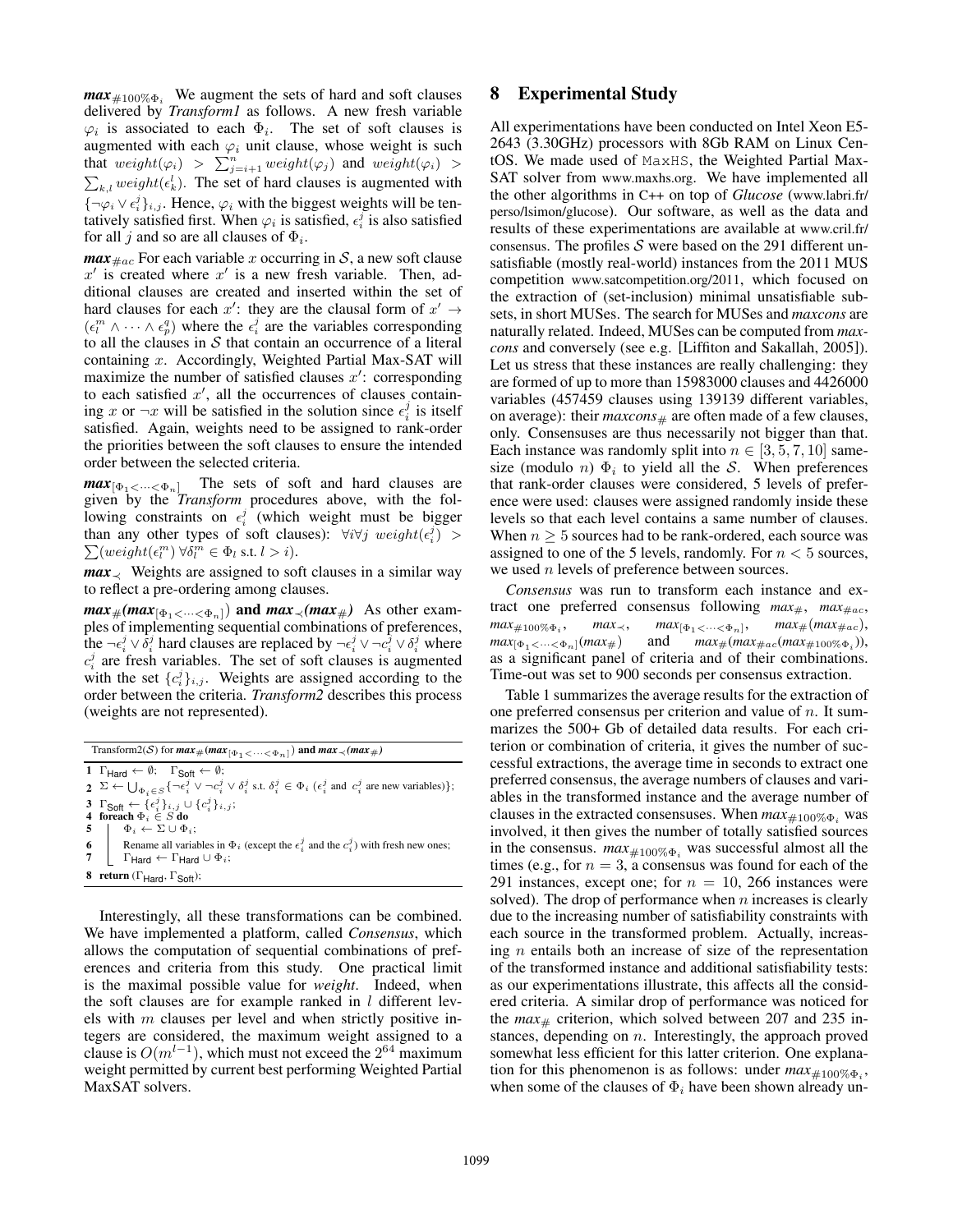$\boldsymbol{max}_{\#100\%\Phi_i}$ We augment the sets of hard and soft clauses delivered by *Transform1* as follows. A new fresh variable $\varphi_i$ is associated to each $\Phi_i$. The set of soft clauses is augmented with each $\varphi_i$ unit clause, whose weight is such that $weight(\varphi_i) > \sum_{j=i+1}^{n} weight(\varphi_j)$ and $weight(\varphi_i) > \sum_{k,l} weight(\epsilon_k^l)$. The set of hard clauses is augmented with $\{\neg\varphi_i \vee \epsilon_i^j\}_{i,j}$. Hence, $\varphi_i$ with the biggest weights will be tentatively satisfied first. When $\varphi_i$ is satisfied, $\epsilon_i^j$ is also satisfied for all $j$ and so are all clauses of $\Phi_i$.

$\boldsymbol{max}_{\#ac}$ For each variable $x$ occurring in $\mathcal{S}$, a new soft clause $x'$ is created where $x'$ is a new fresh variable. Then, additional clauses are created and inserted within the set of hard clauses for each $x'$: they are the clausal form of $x' \rightarrow (\epsilon_l^m \wedge \cdots \wedge \epsilon_p^q)$ where the $\epsilon_i^j$ are the variables corresponding to all the clauses in $\mathcal{S}$ that contain an occurrence of a literal containing $x$. Accordingly, Weighted Partial Max-SAT will maximize the number of satisfied clauses $x'$: corresponding to each satisfied $x'$, all the occurrences of clauses containing $x$ or $\neg x$ will be satisfied in the solution since $\epsilon_i^j$ is itself satisfied. Again, weights need to be assigned to rank-order the priorities between the soft clauses to ensure the intended order between the selected criteria.

$\boldsymbol{max}_{[\Phi_1 < \cdots < \Phi_n]}$ The sets of soft and hard clauses are given by the *Transform* procedures above, with the following constraints on $\epsilon_i^j$ (which weight must be bigger than any other types of soft clauses): $\forall i \forall j\ weight(\epsilon_i^j) > \sum(weight(\epsilon_l^m)\ \forall\delta_l^m \in \Phi_l \text{ s.t. } l > i)$.

$\boldsymbol{max}_{\prec}$ Weights are assigned to soft clauses in a similar way to reflect a pre-ordering among clauses.

***max*$_{\#}$(*max*$_{[\Phi_1 < \cdots < \Phi_n]}$) and *max*$_{\prec}$(*max*$_{\#}$)** As other examples of implementing sequential combinations of preferences, the $\neg\epsilon_i^j \vee \delta_i^j$ hard clauses are replaced by $\neg\epsilon_i^j \vee \neg c_i^j \vee \delta_i^j$ where $c_i^j$ are fresh variables. The set of soft clauses is augmented with the set $\{c_i^j\}_{i,j}$. Weights are assigned according to the order between the criteria. *Transform2* describes this process (weights are not represented).

```
Transform2(S) for max_#(max_[Φ1<···<Φn]) and max_≺(max_#)
1 Γ_Hard ← ∅;  Γ_Soft ← ∅;
2 Σ ← ⋃_{Φi∈S} {¬ε_i^j ∨ ¬c_i^j ∨ δ_i^j s.t. δ_i^j ∈ Φi (ε_i^j and c_i^j are new variables)};
3 Γ_Soft ← {ε_i^j}_{i,j} ∪ {c_i^j}_{i,j};
4 foreach Φi ∈ S do
5     Φi ← Σ ∪ Φi;
6     Rename all variables in Φi (except the ε_i^j and the c_i^j) with fresh new ones;
7     Γ_Hard ← Γ_Hard ∪ Φi;
8 return (Γ_Hard, Γ_Soft);
```

Interestingly, all these transformations can be combined. We have implemented a platform, called *Consensus*, which allows the computation of sequential combinations of preferences and criteria from this study. One practical limit is the maximal possible value for *weight*. Indeed, when the soft clauses are for example ranked in $l$ different levels with $m$ clauses per level and when strictly positive integers are considered, the maximum weight assigned to a clause is $O(m^{l-1})$, which must not exceed the $2^{64}$ maximum weight permitted by current best performing Weighted Partial MaxSAT solvers.

## 8 Experimental Study

All experimentations have been conducted on Intel Xeon E5-2643 (3.30GHz) processors with 8Gb RAM on Linux CentOS. We made use of MaxHS, the Weighted Partial Max-SAT solver from www.maxhs.org. We have implemented all the other algorithms in C++ on top of *Glucose* (www.labri.fr/perso/lsimon/glucose). Our software, as well as the data and results of these experimentations are available at www.cril.fr/consensus. The profiles $\mathcal{S}$ were based on the 291 different unsatisfiable (mostly real-world) instances from the 2011 MUS competition www.satcompetition.org/2011, which focused on the extraction of (set-inclusion) minimal unsatisfiable subsets, in short MUSes. The search for MUSes and *maxcons* are naturally related. Indeed, MUSes can be computed from *maxcons* and conversely (see e.g. [Liffiton and Sakallah, 2005]). Let us stress that these instances are really challenging: they are formed of up to more than 15983000 clauses and 4426000 variables (457459 clauses using 139139 different variables, on average): their *maxcons*$_{\#}$ are often made of a few clauses, only. Consensuses are thus necessarily not bigger than that. Each instance was randomly split into $n \in [3, 5, 7, 10]$ same-size (modulo $n$) $\Phi_i$ to yield all the $\mathcal{S}$. When preferences that rank-order clauses were considered, 5 levels of preference were used: clauses were assigned randomly inside these levels so that each level contains a same number of clauses. When $n \geq 5$ sources had to be rank-ordered, each source was assigned to one of the 5 levels, randomly. For $n < 5$ sources, we used $n$ levels of preference between sources.

*Consensus* was run to transform each instance and extract one preferred consensus following $max_{\#}$, $max_{\#ac}$, $max_{\#100\%\Phi_i}$, $max_{\prec}$, $max_{[\Phi_1 < \cdots < \Phi_n]}$, $max_{\#}(max_{\#ac})$, $max_{[\Phi_1 < \cdots < \Phi_n]}(max_{\#})$ and $max_{\#}(max_{\#ac}(max_{\#100\%\Phi_i}))$, as a significant panel of criteria and of their combinations. Time-out was set to 900 seconds per consensus extraction.

Table 1 summarizes the average results for the extraction of one preferred consensus per criterion and value of $n$. It summarizes the 500+ Gb of detailed data results. For each criterion or combination of criteria, it gives the number of successful extractions, the average time in seconds to extract one preferred consensus, the average numbers of clauses and variables in the transformed instance and the average number of clauses in the extracted consensuses. When $max_{\#100\%\Phi_i}$ was involved, it then gives the number of totally satisfied sources in the consensus. $max_{\#100\%\Phi_i}$ was successful almost all the times (e.g., for $n = 3$, a consensus was found for each of the 291 instances, except one; for $n = 10$, 266 instances were solved). The drop of performance when $n$ increases is clearly due to the increasing number of satisfiability constraints with each source in the transformed problem. Actually, increasing $n$ entails both an increase of size of the representation of the transformed instance and additional satisfiability tests: as our experimentations illustrate, this affects all the considered criteria. A similar drop of performance was noticed for the $max_{\#}$ criterion, which solved between 207 and 235 instances, depending on $n$. Interestingly, the approach proved somewhat less efficient for this latter criterion. One explanation for this phenomenon is as follows: under $max_{\#100\%\Phi_i}$, when some of the clauses of $\Phi_i$ have been shown already un-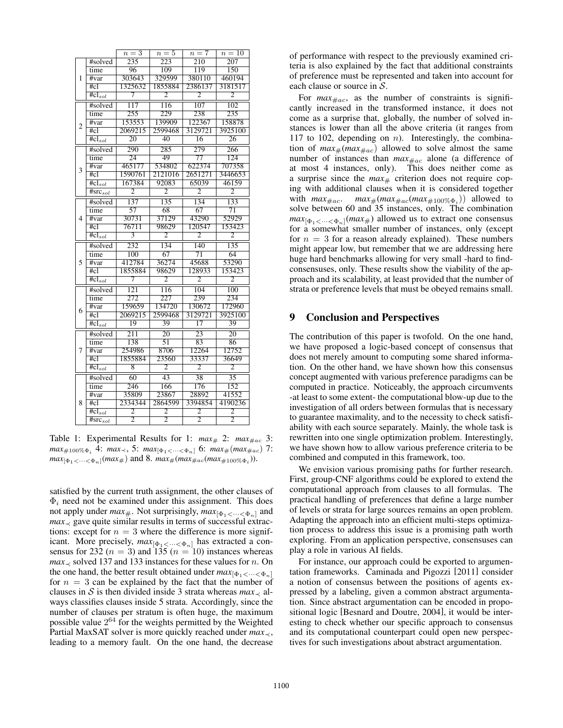| | | $n=3$ | $n=5$ | $n=7$ | $n=10$ |
|---|---|---|---|---|---|
| 1 | #solved | 235 | 223 | 210 | 207 |
| | time | 96 | 109 | 119 | 150 |
| | #var | 303643 | 329599 | 380110 | 460194 |
| | #cl | 1325632 | 1855884 | 2386137 | 3181517 |
| | $\#\text{cl}_{sol}$ | 7 | 2 | 2 | 2 |
| 2 | #solved | 117 | 116 | 107 | 102 |
| | time | 255 | 229 | 238 | 235 |
| | #var | 153553 | 139909 | 122367 | 158878 |
| | #cl | 2069215 | 2599468 | 3129721 | 3925100 |
| | $\#\text{cl}_{sol}$ | 20 | 40 | 16 | 26 |
| 3 | #solved | 290 | 285 | 279 | 266 |
| | time | 24 | 49 | 77 | 124 |
| | #var | 465177 | 534802 | 622374 | 707358 |
| | #cl | 1590761 | 2121016 | 2651271 | 3446653 |
| | $\#\text{cl}_{sol}$ | 167384 | 92083 | 65039 | 46159 |
| | $\#\text{src}_{sol}$ | 2 | 2 | 2 | 2 |
| 4 | #solved | 137 | 135 | 134 | 133 |
| | time | 57 | 68 | 67 | 71 |
| | #var | 30731 | 37129 | 43290 | 52929 |
| | #cl | 76711 | 98629 | 120547 | 153423 |
| | $\#\text{cl}_{sol}$ | 3 | 2 | 2 | 2 |
| 5 | #solved | 232 | 134 | 140 | 135 |
| | time | 100 | 67 | 71 | 64 |
| | #var | 412784 | 36274 | 45688 | 53290 |
| | #cl | 1855884 | 98629 | 128933 | 153423 |
| | $\#\text{cl}_{sol}$ | 7 | 2 | 2 | 2 |
| 6 | #solved | 121 | 116 | 104 | 100 |
| | time | 272 | 227 | 239 | 234 |
| | #var | 159659 | 134720 | 130672 | 172960 |
| | #cl | 2069215 | 2599468 | 3129721 | 3925100 |
| | $\#\text{cl}_{sol}$ | 19 | 39 | 17 | 39 |
| 7 | #solved | 211 | 20 | 23 | 20 |
| | time | 138 | 51 | 83 | 86 |
| | #var | 254986 | 8706 | 12264 | 12752 |
| | #cl | 1855884 | 23560 | 33337 | 36649 |
| | $\#\text{cl}_{sol}$ | 8 | 2 | 2 | 2 |
| 8 | #solved | 60 | 43 | 38 | 35 |
| | time | 246 | 166 | 176 | 152 |
| | #var | 35809 | 23867 | 28892 | 41552 |
| | #cl | 2334344 | 2864599 | 3394854 | 4190236 |
| | $\#\text{cl}_{sol}$ | 2 | 2 | 2 | 2 |
| | $\#\text{src}_{sol}$ | 2 | 2 | 2 | 2 |

Table 1: Experimental Results for 1: $max_{\#}$ 2: $max_{\#ac}$ 3: $max_{\#100\%\Phi_i}$ 4: $max_{\prec}$, 5: $max_{[\Phi_1<\cdots<\Phi_n]}$ 6: $max_{\#}(max_{\#ac})$ 7: $max_{[\Phi_1<\cdots<\Phi_n]}(max_{\#})$ and 8. $max_{\#}(max_{\#ac}(max_{\#100\%\Phi_i}))$.

satisfied by the current truth assignment, the other clauses of $\Phi_i$ need not be examined under this assignment. This does not apply under $max_{\#}$. Not surprisingly, $max_{[\Phi_1<\cdots<\Phi_n]}$ and $max_{\prec}$ gave quite similar results in terms of successful extractions: except for $n = 3$ where the difference is more significant. More precisely, $max_{[\Phi_1<\cdots<\Phi_n]}$ has extracted a consensus for 232 ($n = 3$) and 135 ($n = 10$) instances whereas $max_{\prec}$ solved 137 and 133 instances for these values for $n$. On the one hand, the better result obtained under $max_{[\Phi_1<\cdots<\Phi_n]}$ for $n = 3$ can be explained by the fact that the number of clauses in $\mathcal{S}$ is then divided inside 3 strata whereas $max_{\prec}$ always classifies clauses inside 5 strata. Accordingly, since the number of clauses per stratum is often huge, the maximum possible value $2^{64}$ for the weights permitted by the Weighted Partial MaxSAT solver is more quickly reached under $max_{\prec}$, leading to a memory fault. On the one hand, the decrease of performance with respect to the previously examined criteria is also explained by the fact that additional constraints of preference must be represented and taken into account for each clause or source in $\mathcal{S}$.

For $max_{\#ac}$, as the number of constraints is significantly increased in the transformed instance, it does not come as a surprise that, globally, the number of solved instances is lower than all the above criteria (it ranges from 117 to 102, depending on $n$). Interestingly, the combination of $max_{\#}(max_{\#ac})$ allowed to solve almost the same number of instances than $max_{\#ac}$ alone (a difference of at most 4 instances, only). This does neither come as a surprise since the $max_{\#}$ criterion does not require coping with additional clauses when it is considered together with $max_{\#ac}$. $max_{\#}(max_{\#ac}(max_{\#100\%\Phi_i}))$ allowed to solve between 60 and 35 instances, only. The combination $max_{[\Phi_1<\cdots<\Phi_n]}(max_{\#})$ allowed us to extract one consensus for a somewhat smaller number of instances, only (except for $n = 3$ for a reason already explained). These numbers might appear low, but remember that we are addressing here huge hard benchmarks allowing for very small -hard to find-consensuses, only. These results show the viability of the approach and its scalability, at least provided that the number of strata or preference levels that must be obeyed remains small.

## 9 Conclusion and Perspectives

The contribution of this paper is twofold. On the one hand, we have proposed a logic-based concept of consensus that does not merely amount to computing some shared information. On the other hand, we have shown how this consensus concept augmented with various preference paradigms can be computed in practice. Noticeably, the approach circumvents -at least to some extent- the computational blow-up due to the investigation of all orders between formulas that is necessary to guarantee maximality, and to the necessity to check satisfiability with each source separately. Mainly, the whole task is rewritten into one single optimization problem. Interestingly, we have shown how to allow various preference criteria to be combined and computed in this framework, too.

We envision various promising paths for further research. First, group-CNF algorithms could be explored to extend the computational approach from clauses to all formulas. The practical handling of preferences that define a large number of levels or strata for large sources remains an open problem. Adapting the approach into an efficient multi-steps optimization process to address this issue is a promising path worth exploring. From an application perspective, consensuses can play a role in various AI fields.

For instance, our approach could be exported to argumentation frameworks. Caminada and Pigozzi [2011] consider a notion of consensus between the positions of agents expressed by a labeling, given a common abstract argumentation. Since abstract argumentation can be encoded in propositional logic [Besnard and Doutre, 2004], it would be interesting to check whether our specific approach to consensus and its computational counterpart could open new perspectives for such investigations about abstract argumentation.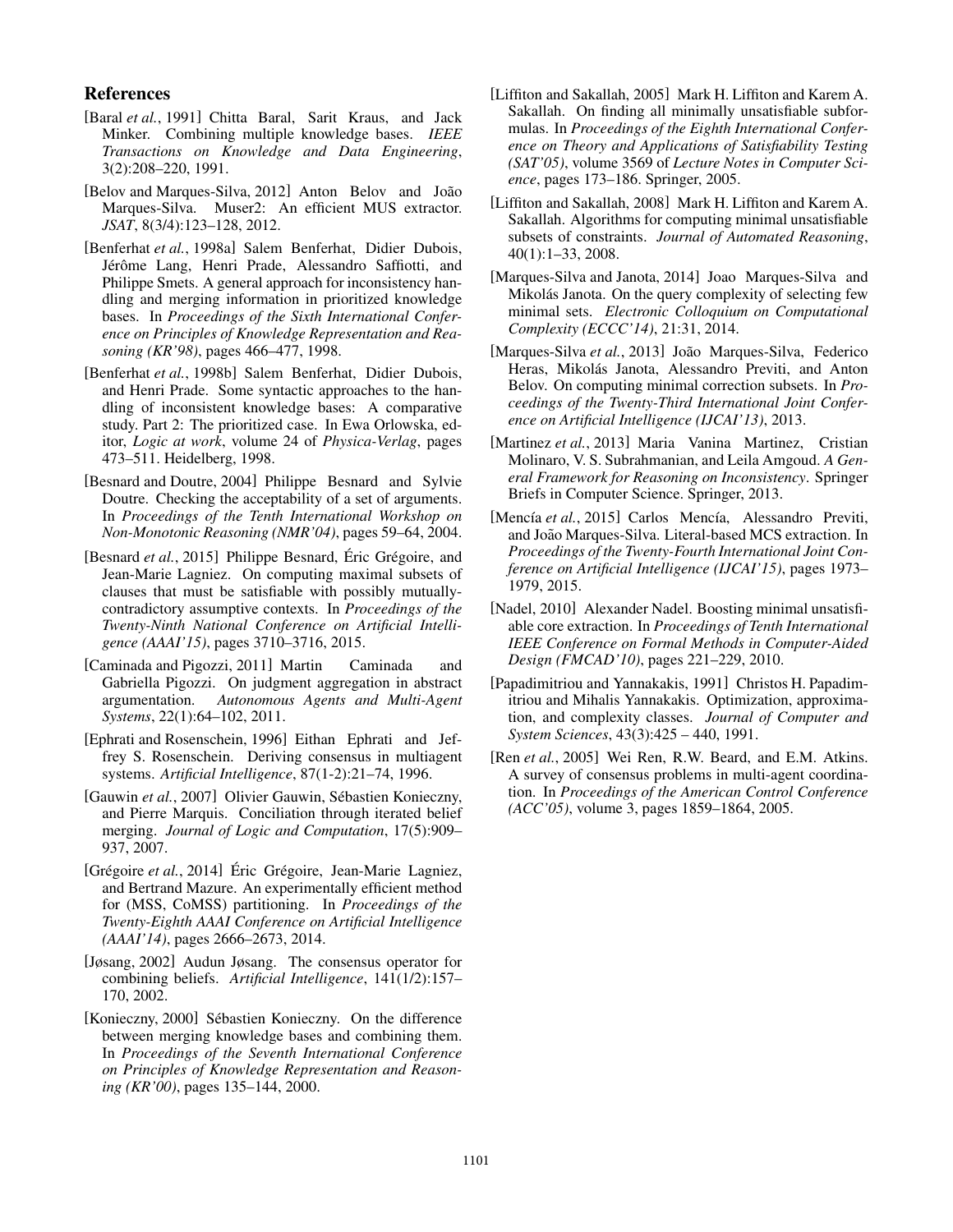## References

[Baral *et al.*, 1991] Chitta Baral, Sarit Kraus, and Jack Minker. Combining multiple knowledge bases. *IEEE Transactions on Knowledge and Data Engineering*, 3(2):208–220, 1991.

[Belov and Marques-Silva, 2012] Anton Belov and João Marques-Silva. Muser2: An efficient MUS extractor. *JSAT*, 8(3/4):123–128, 2012.

[Benferhat *et al.*, 1998a] Salem Benferhat, Didier Dubois, Jérôme Lang, Henri Prade, Alessandro Saffiotti, and Philippe Smets. A general approach for inconsistency handling and merging information in prioritized knowledge bases. In *Proceedings of the Sixth International Conference on Principles of Knowledge Representation and Reasoning (KR'98)*, pages 466–477, 1998.

[Benferhat *et al.*, 1998b] Salem Benferhat, Didier Dubois, and Henri Prade. Some syntactic approaches to the handling of inconsistent knowledge bases: A comparative study. Part 2: The prioritized case. In Ewa Orlowska, editor, *Logic at work*, volume 24 of *Physica-Verlag*, pages 473–511. Heidelberg, 1998.

[Besnard and Doutre, 2004] Philippe Besnard and Sylvie Doutre. Checking the acceptability of a set of arguments. In *Proceedings of the Tenth International Workshop on Non-Monotonic Reasoning (NMR'04)*, pages 59–64, 2004.

[Besnard *et al.*, 2015] Philippe Besnard, Éric Grégoire, and Jean-Marie Lagniez. On computing maximal subsets of clauses that must be satisfiable with possibly mutually-contradictory assumptive contexts. In *Proceedings of the Twenty-Ninth National Conference on Artificial Intelligence (AAAI'15)*, pages 3710–3716, 2015.

[Caminada and Pigozzi, 2011] Martin Caminada and Gabriella Pigozzi. On judgment aggregation in abstract argumentation. *Autonomous Agents and Multi-Agent Systems*, 22(1):64–102, 2011.

[Ephrati and Rosenschein, 1996] Eithan Ephrati and Jeffrey S. Rosenschein. Deriving consensus in multiagent systems. *Artificial Intelligence*, 87(1-2):21–74, 1996.

[Gauwin *et al.*, 2007] Olivier Gauwin, Sébastien Konieczny, and Pierre Marquis. Conciliation through iterated belief merging. *Journal of Logic and Computation*, 17(5):909–937, 2007.

[Grégoire *et al.*, 2014] Éric Grégoire, Jean-Marie Lagniez, and Bertrand Mazure. An experimentally efficient method for (MSS, CoMSS) partitioning. In *Proceedings of the Twenty-Eighth AAAI Conference on Artificial Intelligence (AAAI'14)*, pages 2666–2673, 2014.

[Jøsang, 2002] Audun Jøsang. The consensus operator for combining beliefs. *Artificial Intelligence*, 141(1/2):157–170, 2002.

[Konieczny, 2000] Sébastien Konieczny. On the difference between merging knowledge bases and combining them. In *Proceedings of the Seventh International Conference on Principles of Knowledge Representation and Reasoning (KR'00)*, pages 135–144, 2000.

[Liffiton and Sakallah, 2005] Mark H. Liffiton and Karem A. Sakallah. On finding all minimally unsatisfiable subformulas. In *Proceedings of the Eighth International Conference on Theory and Applications of Satisfiability Testing (SAT'05)*, volume 3569 of *Lecture Notes in Computer Science*, pages 173–186. Springer, 2005.

[Liffiton and Sakallah, 2008] Mark H. Liffiton and Karem A. Sakallah. Algorithms for computing minimal unsatisfiable subsets of constraints. *Journal of Automated Reasoning*, 40(1):1–33, 2008.

[Marques-Silva and Janota, 2014] Joao Marques-Silva and Mikolás Janota. On the query complexity of selecting few minimal sets. *Electronic Colloquium on Computational Complexity (ECCC'14)*, 21:31, 2014.

[Marques-Silva *et al.*, 2013] João Marques-Silva, Federico Heras, Mikolás Janota, Alessandro Previti, and Anton Belov. On computing minimal correction subsets. In *Proceedings of the Twenty-Third International Joint Conference on Artificial Intelligence (IJCAI'13)*, 2013.

[Martinez *et al.*, 2013] Maria Vanina Martinez, Cristian Molinaro, V. S. Subrahmanian, and Leila Amgoud. *A General Framework for Reasoning on Inconsistency*. Springer Briefs in Computer Science. Springer, 2013.

[Mencía *et al.*, 2015] Carlos Mencía, Alessandro Previti, and João Marques-Silva. Literal-based MCS extraction. In *Proceedings of the Twenty-Fourth International Joint Conference on Artificial Intelligence (IJCAI'15)*, pages 1973–1979, 2015.

[Nadel, 2010] Alexander Nadel. Boosting minimal unsatisfiable core extraction. In *Proceedings of Tenth International IEEE Conference on Formal Methods in Computer-Aided Design (FMCAD'10)*, pages 221–229, 2010.

[Papadimitriou and Yannakakis, 1991] Christos H. Papadimitriou and Mihalis Yannakakis. Optimization, approximation, and complexity classes. *Journal of Computer and System Sciences*, 43(3):425 – 440, 1991.

[Ren *et al.*, 2005] Wei Ren, R.W. Beard, and E.M. Atkins. A survey of consensus problems in multi-agent coordination. In *Proceedings of the American Control Conference (ACC'05)*, volume 3, pages 1859–1864, 2005.